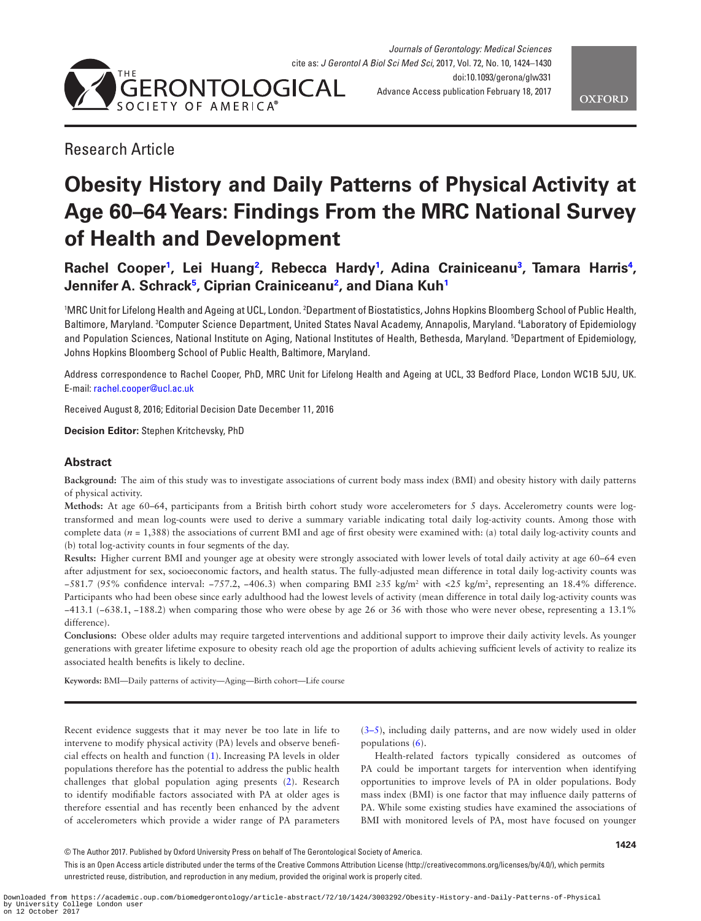Research Article

# Obesity History and Daily Patterns of Physical Activity at Age 60–64 Years: Findings From the MRC National Survey of Health and Development

**Rachel Cooper[1], Lei Huang[2], Rebecca Hardy[1], Adina Crainiceanu[3], Tamara Harris[4], Jennifer A. Schrack[5], Ciprian Crainiceanu[2], and Diana Kuh[1]**

[1]MRC Unit for Lifelong Health and Ageing at UCL, London. [2]Department of Biostatistics, Johns Hopkins Bloomberg School of Public Health, Baltimore, Maryland. [3]Computer Science Department, United States Naval Academy, Annapolis, Maryland. [4]Laboratory of Epidemiology and Population Sciences, National Institute on Aging, National Institutes of Health, Bethesda, Maryland. [5]Department of Epidemiology, Johns Hopkins Bloomberg School of Public Health, Baltimore, Maryland.

Address correspondence to Rachel Cooper, PhD, MRC Unit for Lifelong Health and Ageing at UCL, 33 Bedford Place, London WC1B 5JU, UK. E-mail: rachel.cooper@ucl.ac.uk

Received August 8, 2016; Editorial Decision Date December 11, 2016

**Decision Editor:** Stephen Kritchevsky, PhD

## Abstract

**Background:** The aim of this study was to investigate associations of current body mass index (BMI) and obesity history with daily patterns of physical activity.

**Methods:** At age 60–64, participants from a British birth cohort study wore accelerometers for 5 days. Accelerometry counts were log-transformed and mean log-counts were used to derive a summary variable indicating total daily log-activity counts. Among those with complete data ($n$ = 1,388) the associations of current BMI and age of first obesity were examined with: (a) total daily log-activity counts and (b) total log-activity counts in four segments of the day.

**Results:** Higher current BMI and younger age at obesity were strongly associated with lower levels of total daily activity at age 60–64 even after adjustment for sex, socioeconomic factors, and health status. The fully-adjusted mean difference in total daily log-activity counts was −581.7 (95% confidence interval: −757.2, −406.3) when comparing BMI ≥35 kg/m$^2$ with <25 kg/m$^2$, representing an 18.4% difference. Participants who had been obese since early adulthood had the lowest levels of activity (mean difference in total daily log-activity counts was −413.1 (−638.1, −188.2) when comparing those who were obese by age 26 or 36 with those who were never obese, representing a 13.1% difference).

**Conclusions:** Obese older adults may require targeted interventions and additional support to improve their daily activity levels. As younger generations with greater lifetime exposure to obesity reach old age the proportion of adults achieving sufficient levels of activity to realize its associated health benefits is likely to decline.

**Keywords:** BMI—Daily patterns of activity—Aging—Birth cohort—Life course

Recent evidence suggests that it may never be too late in life to intervene to modify physical activity (PA) levels and observe beneficial effects on health and function (1). Increasing PA levels in older populations therefore has the potential to address the public health challenges that global population aging presents (2). Research to identify modifiable factors associated with PA at older ages is therefore essential and has recently been enhanced by the advent of accelerometers which provide a wider range of PA parameters (3–5), including daily patterns, and are now widely used in older populations (6).

Health-related factors typically considered as outcomes of PA could be important targets for intervention when identifying opportunities to improve levels of PA in older populations. Body mass index (BMI) is one factor that may influence daily patterns of PA. While some existing studies have examined the associations of BMI with monitored levels of PA, most have focused on younger

© The Author 2017. Published by Oxford University Press on behalf of The Gerontological Society of America.

This is an Open Access article distributed under the terms of the Creative Commons Attribution License (http://creativecommons.org/licenses/by/4.0/), which permits unrestricted reuse, distribution, and reproduction in any medium, provided the original work is properly cited.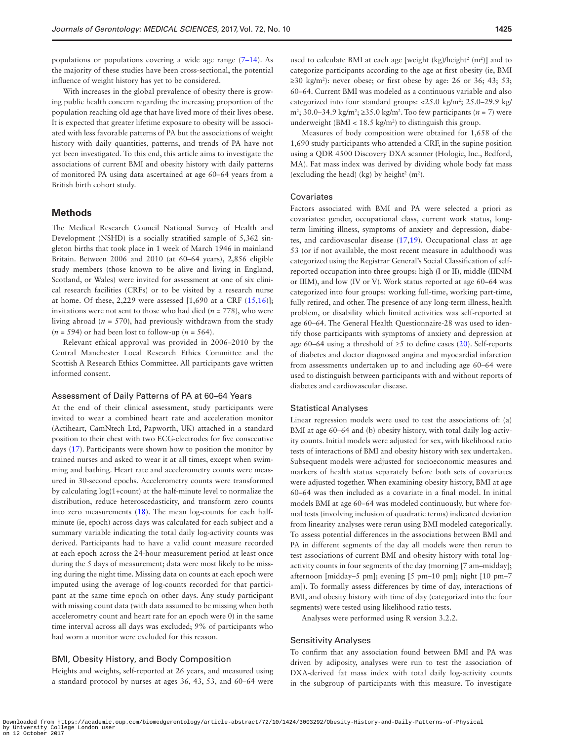populations or populations covering a wide age range (7–14). As the majority of these studies have been cross-sectional, the potential influence of weight history has yet to be considered.

With increases in the global prevalence of obesity there is growing public health concern regarding the increasing proportion of the population reaching old age that have lived more of their lives obese. It is expected that greater lifetime exposure to obesity will be associated with less favorable patterns of PA but the associations of weight history with daily quantities, patterns, and trends of PA have not yet been investigated. To this end, this article aims to investigate the associations of current BMI and obesity history with daily patterns of monitored PA using data ascertained at age 60–64 years from a British birth cohort study.

## Methods

The Medical Research Council National Survey of Health and Development (NSHD) is a socially stratified sample of 5,362 singleton births that took place in 1 week of March 1946 in mainland Britain. Between 2006 and 2010 (at 60–64 years), 2,856 eligible study members (those known to be alive and living in England, Scotland, or Wales) were invited for assessment at one of six clinical research facilities (CRFs) or to be visited by a research nurse at home. Of these, 2,229 were assessed [1,690 at a CRF (15,16)]; invitations were not sent to those who had died ($n$ = 778), who were living abroad ($n$ = 570), had previously withdrawn from the study ($n$ = 594) or had been lost to follow-up ($n$ = 564).

Relevant ethical approval was provided in 2006–2010 by the Central Manchester Local Research Ethics Committee and the Scottish A Research Ethics Committee. All participants gave written informed consent.

### Assessment of Daily Patterns of PA at 60–64 Years

At the end of their clinical assessment, study participants were invited to wear a combined heart rate and acceleration monitor (Actiheart, CamNtech Ltd, Papworth, UK) attached in a standard position to their chest with two ECG-electrodes for five consecutive days (17). Participants were shown how to position the monitor by trained nurses and asked to wear it at all times, except when swimming and bathing. Heart rate and accelerometry counts were measured in 30-second epochs. Accelerometry counts were transformed by calculating log(1+count) at the half-minute level to normalize the distribution, reduce heteroscedasticity, and transform zero counts into zero measurements (18). The mean log-counts for each half-minute (ie, epoch) across days was calculated for each subject and a summary variable indicating the total daily log-activity counts was derived. Participants had to have a valid count measure recorded at each epoch across the 24-hour measurement period at least once during the 5 days of measurement; data were most likely to be missing during the night time. Missing data on counts at each epoch were imputed using the average of log-counts recorded for that participant at the same time epoch on other days. Any study participant with missing count data (with data assumed to be missing when both accelerometry count and heart rate for an epoch were 0) in the same time interval across all days was excluded; 9% of participants who had worn a monitor were excluded for this reason.

### BMI, Obesity History, and Body Composition

Heights and weights, self-reported at 26 years, and measured using a standard protocol by nurses at ages 36, 43, 53, and 60–64 were used to calculate BMI at each age [weight (kg)/height$^2$ (m$^2$)] and to categorize participants according to the age at first obesity (ie, BMI ≥30 kg/m$^2$): never obese; or first obese by age: 26 or 36; 43; 53; 60–64. Current BMI was modeled as a continuous variable and also categorized into four standard groups: <25.0 kg/m$^2$; 25.0–29.9 kg/m$^2$; 30.0–34.9 kg/m$^2$; ≥35.0 kg/m$^2$. Too few participants ($n$ = 7) were underweight (BMI < 18.5 kg/m$^2$) to distinguish this group.

Measures of body composition were obtained for 1,658 of the 1,690 study participants who attended a CRF, in the supine position using a QDR 4500 Discovery DXA scanner (Hologic, Inc., Bedford, MA). Fat mass index was derived by dividing whole body fat mass (excluding the head) (kg) by height$^2$ (m$^2$).

### Covariates

Factors associated with BMI and PA were selected a priori as covariates: gender, occupational class, current work status, long-term limiting illness, symptoms of anxiety and depression, diabetes, and cardiovascular disease (17,19). Occupational class at age 53 (or if not available, the most recent measure in adulthood) was categorized using the Registrar General's Social Classification of self-reported occupation into three groups: high (I or II), middle (IIINM or IIIM), and low (IV or V). Work status reported at age 60–64 was categorized into four groups: working full-time, working part-time, fully retired, and other. The presence of any long-term illness, health problem, or disability which limited activities was self-reported at age 60–64. The General Health Questionnaire-28 was used to identify those participants with symptoms of anxiety and depression at age 60–64 using a threshold of ≥5 to define cases (20). Self-reports of diabetes and doctor diagnosed angina and myocardial infarction from assessments undertaken up to and including age 60–64 were used to distinguish between participants with and without reports of diabetes and cardiovascular disease.

### Statistical Analyses

Linear regression models were used to test the associations of: (a) BMI at age 60–64 and (b) obesity history, with total daily log-activity counts. Initial models were adjusted for sex, with likelihood ratio tests of interactions of BMI and obesity history with sex undertaken. Subsequent models were adjusted for socioeconomic measures and markers of health status separately before both sets of covariates were adjusted together. When examining obesity history, BMI at age 60–64 was then included as a covariate in a final model. In initial models BMI at age 60–64 was modeled continuously, but where formal tests (involving inclusion of quadratic terms) indicated deviation from linearity analyses were rerun using BMI modeled categorically. To assess potential differences in the associations between BMI and PA in different segments of the day all models were then rerun to test associations of current BMI and obesity history with total log-activity counts in four segments of the day (morning [7 am–midday]; afternoon [midday–5 pm]; evening [5 pm–10 pm]; night [10 pm–7 am]). To formally assess differences by time of day, interactions of BMI, and obesity history with time of day (categorized into the four segments) were tested using likelihood ratio tests.

Analyses were performed using R version 3.2.2.

### Sensitivity Analyses

To confirm that any association found between BMI and PA was driven by adiposity, analyses were run to test the association of DXA-derived fat mass index with total daily log-activity counts in the subgroup of participants with this measure. To investigate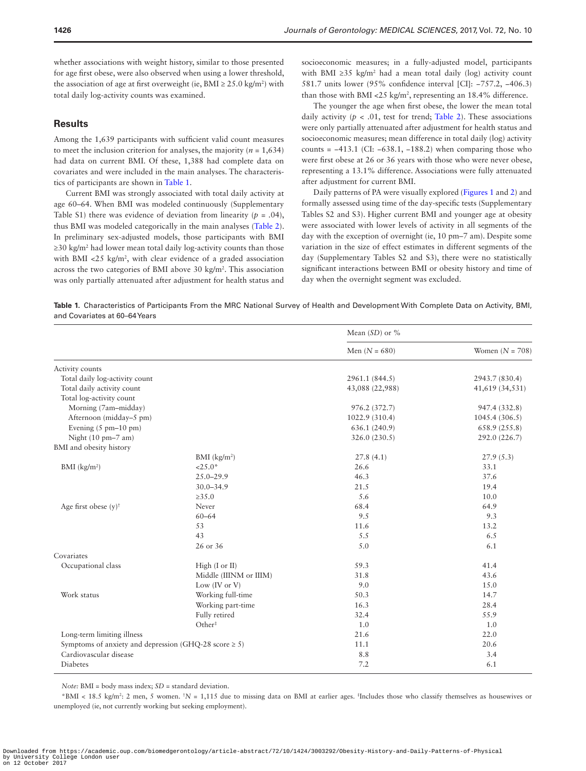whether associations with weight history, similar to those presented for age first obese, were also observed when using a lower threshold, the association of age at first overweight (ie, BMI ≥ 25.0 kg/m²) with total daily log-activity counts was examined.

## Results

Among the 1,639 participants with sufficient valid count measures to meet the inclusion criterion for analyses, the majority ($n$ = 1,634) had data on current BMI. Of these, 1,388 had complete data on covariates and were included in the main analyses. The characteristics of participants are shown in Table 1.

Current BMI was strongly associated with total daily activity at age 60–64. When BMI was modeled continuously (Supplementary Table S1) there was evidence of deviation from linearity ($p$ = .04), thus BMI was modeled categorically in the main analyses (Table 2). In preliminary sex-adjusted models, those participants with BMI ≥30 kg/m² had lower mean total daily log-activity counts than those with BMI <25 kg/m², with clear evidence of a graded association across the two categories of BMI above 30 kg/m². This association was only partially attenuated after adjustment for health status and socioeconomic measures; in a fully-adjusted model, participants with BMI ≥35 kg/m² had a mean total daily (log) activity count 581.7 units lower (95% confidence interval [CI]: −757.2, −406.3) than those with BMI <25 kg/m², representing an 18.4% difference.

The younger the age when first obese, the lower the mean total daily activity ($p$ < .01, test for trend; Table 2). These associations were only partially attenuated after adjustment for health status and socioeconomic measures; mean difference in total daily (log) activity counts = −413.1 (CI: −638.1, −188.2) when comparing those who were first obese at 26 or 36 years with those who were never obese, representing a 13.1% difference. Associations were fully attenuated after adjustment for current BMI.

Daily patterns of PA were visually explored (Figures 1 and 2) and formally assessed using time of the day-specific tests (Supplementary Tables S2 and S3). Higher current BMI and younger age at obesity were associated with lower levels of activity in all segments of the day with the exception of overnight (ie, 10 pm–7 am). Despite some variation in the size of effect estimates in different segments of the day (Supplementary Tables S2 and S3), there were no statistically significant interactions between BMI or obesity history and time of day when the overnight segment was excluded.

**Table 1.** Characteristics of Participants From the MRC National Survey of Health and Development With Complete Data on Activity, BMI, and Covariates at 60–64 Years

| | | Mean (*SD*) or % | |
|---|---|---|---|
| | | Men ($N$ = 680) | Women ($N$ = 708) |
| Activity counts | | | |
| Total daily log-activity count | | 2961.1 (844.5) | 2943.7 (830.4) |
| Total daily activity count | | 43,088 (22,988) | 41,619 (34,531) |
| Total log-activity count | | | |
| Morning (7am–midday) | | 976.2 (372.7) | 947.4 (332.8) |
| Afternoon (midday–5 pm) | | 1022.9 (310.4) | 1045.4 (306.5) |
| Evening (5 pm–10 pm) | | 636.1 (240.9) | 658.9 (255.8) |
| Night (10 pm–7 am) | | 326.0 (230.5) | 292.0 (226.7) |
| BMI and obesity history | | | |
| | BMI (kg/m²) | 27.8 (4.1) | 27.9 (5.3) |
| BMI (kg/m²) | <25.0* | 26.6 | 33.1 |
| | 25.0–29.9 | 46.3 | 37.6 |
| | 30.0–34.9 | 21.5 | 19.4 |
| | ≥35.0 | 5.6 | 10.0 |
| Age first obese (y)† | Never | 68.4 | 64.9 |
| | 60–64 | 9.5 | 9.3 |
| | 53 | 11.6 | 13.2 |
| | 43 | 5.5 | 6.5 |
| | 26 or 36 | 5.0 | 6.1 |
| Covariates | | | |
| Occupational class | High (I or II) | 59.3 | 41.4 |
| | Middle (IIINM or IIIM) | 31.8 | 43.6 |
| | Low (IV or V) | 9.0 | 15.0 |
| Work status | Working full-time | 50.3 | 14.7 |
| | Working part-time | 16.3 | 28.4 |
| | Fully retired | 32.4 | 55.9 |
| | Other‡ | 1.0 | 1.0 |
| Long-term limiting illness | | 21.6 | 22.0 |
| Symptoms of anxiety and depression (GHQ-28 score ≥ 5) | | 11.1 | 20.6 |
| Cardiovascular disease | | 8.8 | 3.4 |
| Diabetes | | 7.2 | 6.1 |

*Note:* BMI = body mass index; *SD* = standard deviation.

*BMI < 18.5 kg/m²: 2 men, 5 women. †$N$ = 1,115 due to missing data on BMI at earlier ages. ‡Includes those who classify themselves as housewives or unemployed (ie, not currently working but seeking employment).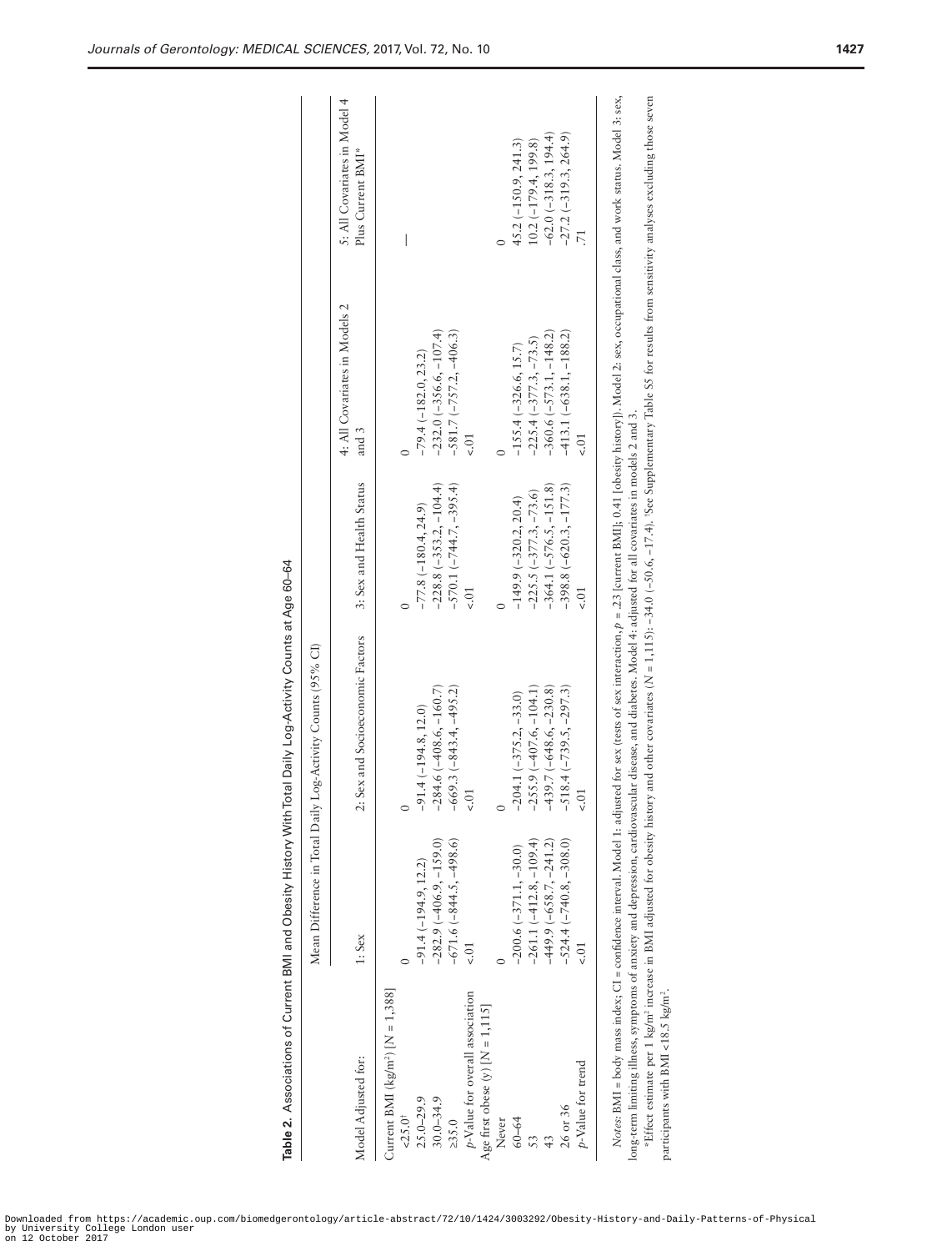**Table 2.** Associations of Current BMI and Obesity History With Total Daily Log-Activity Counts at Age 60–64

| | Mean Difference in Total Daily Log-Activity Counts (95% CI) | | | | |
|---|---|---|---|---|---|
| Model Adjusted for: | 1: Sex | 2: Sex and Socioeconomic Factors | 3: Sex and Health Status | 4: All Covariates in Models 2 and 3 | 5: All Covariates in Model 4 Plus Current BMI* |
| Current BMI (kg/m²) [N = 1,388] | | | | | |
| <25.0† | 0 | 0 | 0 | 0 | — |
| 25.0–29.9 | −91.4 (−194.9, 12.2) | −91.4 (−194.8, 12.0) | −77.8 (−180.4, 24.9) | −79.4 (−182.0, 23.2) | |
| 30.0–34.9 | −282.9 (−406.9, −159.0) | −284.6 (−408.6, −160.7) | −228.8 (−353.2, −104.4) | −232.0 (−356.6, −107.4) | |
| ≥35.0 | −671.6 (−844.5, −498.6) | −669.3 (−843.4, −495.2) | −570.1 (−744.7, −395.4) | −581.7 (−757.2, −406.3) | |
| p-Value for overall association | <.01 | <.01 | <.01 | <.01 | |
| Age first obese (y) [N = 1,115] | | | | | |
| Never | 0 | 0 | 0 | 0 | 0 |
| 60–64 | −200.6 (−371.1, −30.0) | −204.1 (−375.2, −33.0) | −149.9 (−320.2, 20.4) | −155.4 (−326.6, 15.7) | 45.2 (−150.9, 241.3) |
| 53 | −261.1 (−412.8, −109.4) | −255.9 (−407.6, −104.1) | −225.5 (−377.3, −73.6) | −225.4 (−377.3, −73.5) | 10.2 (−179.4, 199.8) |
| 43 | −449.9 (−658.7, −241.2) | −439.7 (−648.6, −230.8) | −364.1 (−576.5, −151.8) | −360.6 (−573.1, −148.2) | −62.0 (−318.3, 194.4) |
| 26 or 36 | −524.4 (−740.8, −308.0) | −518.4 (−739.5, −297.3) | −398.8 (−620.3, −177.3) | −413.1 (−638.1, −188.2) | −27.2 (−319.3, 264.9) |
| p-Value for trend | <.01 | <.01 | <.01 | <.01 | .71 |

*Notes*: BMI = body mass index; CI = confidence interval. Model 1: adjusted for sex (tests of sex interaction, $p$ = .23 [current BMI]; 0.41 [obesity history]). Model 2: sex, occupational class, and work status. Model 3: sex, long-term limiting illness, symptoms of anxiety and depression, cardiovascular disease, and diabetes. Model 4: adjusted for all covariates in models 2 and 3.

*Effect estimate per 1 kg/m² increase in BMI adjusted for obesity history and other covariates (N = 1,115): −34.0 (−50.6, −17.4). †See Supplementary Table S5 for results from sensitivity analyses excluding those seven participants with BMI <18.5 kg/m².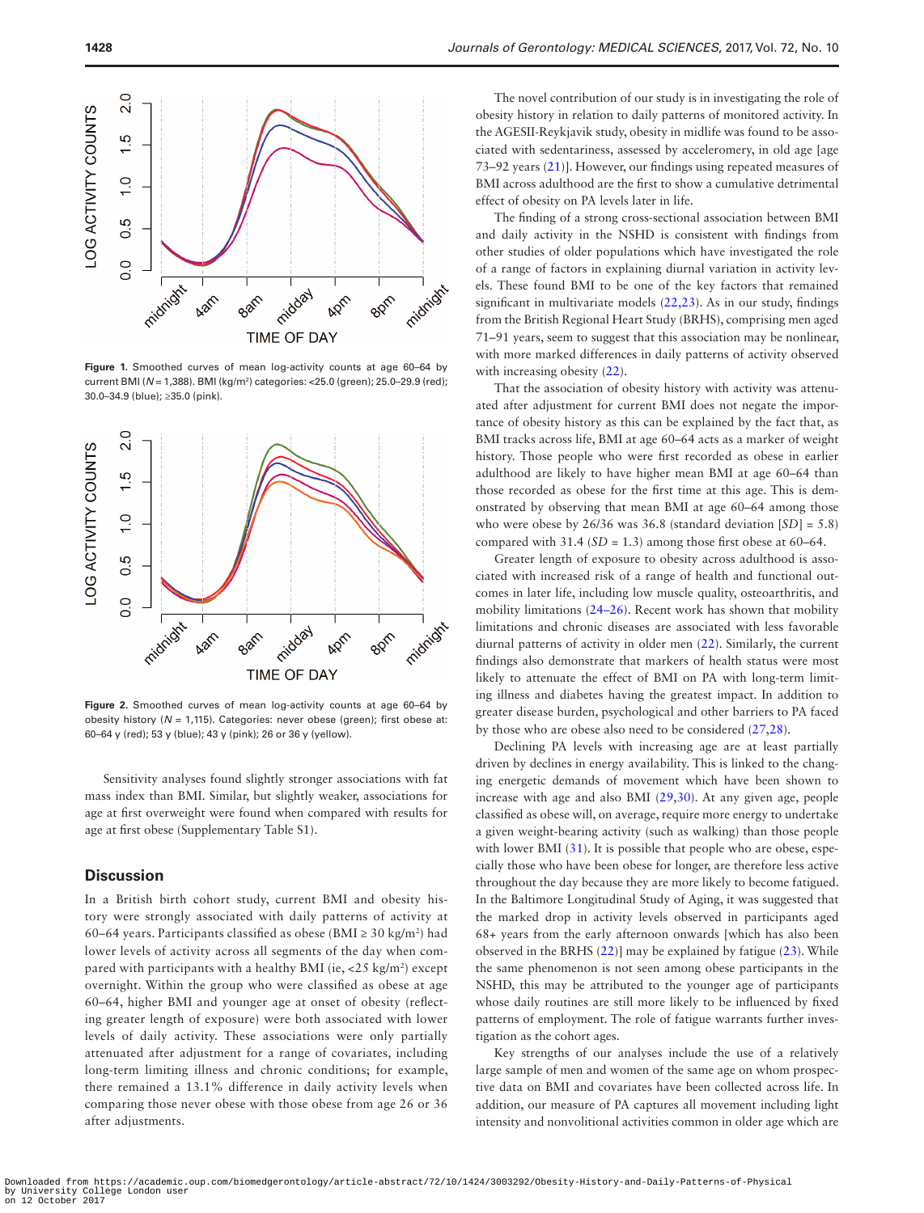Figure 1. Smoothed curves of mean log-activity counts at age 60–64 by current BMI ($N$ = 1,388). BMI (kg/m²) categories: <25.0 (green); 25.0–29.9 (red); 30.0–34.9 (blue); ≥35.0 (pink).

Figure 2. Smoothed curves of mean log-activity counts at age 60–64 by obesity history ($N$ = 1,115). Categories: never obese (green); first obese at: 60–64 y (red); 53 y (blue); 43 y (pink); 26 or 36 y (yellow).

Sensitivity analyses found slightly stronger associations with fat mass index than BMI. Similar, but slightly weaker, associations for age at first overweight were found when compared with results for age at first obese (Supplementary Table S1).

## Discussion

In a British birth cohort study, current BMI and obesity history were strongly associated with daily patterns of activity at 60–64 years. Participants classified as obese (BMI ≥ 30 kg/m²) had lower levels of activity across all segments of the day when compared with participants with a healthy BMI (ie, <25 kg/m²) except overnight. Within the group who were classified as obese at age 60–64, higher BMI and younger age at onset of obesity (reflecting greater length of exposure) were both associated with lower levels of daily activity. These associations were only partially attenuated after adjustment for a range of covariates, including long-term limiting illness and chronic conditions; for example, there remained a 13.1% difference in daily activity levels when comparing those never obese with those obese from age 26 or 36 after adjustments.

The novel contribution of our study is in investigating the role of obesity history in relation to daily patterns of monitored activity. In the AGESII-Reykjavik study, obesity in midlife was found to be associated with sedentariness, assessed by acceleromery, in old age [age 73–92 years (21)]. However, our findings using repeated measures of BMI across adulthood are the first to show a cumulative detrimental effect of obesity on PA levels later in life.

The finding of a strong cross-sectional association between BMI and daily activity in the NSHD is consistent with findings from other studies of older populations which have investigated the role of a range of factors in explaining diurnal variation in activity levels. These found BMI to be one of the key factors that remained significant in multivariate models (22,23). As in our study, findings from the British Regional Heart Study (BRHS), comprising men aged 71–91 years, seem to suggest that this association may be nonlinear, with more marked differences in daily patterns of activity observed with increasing obesity (22).

That the association of obesity history with activity was attenuated after adjustment for current BMI does not negate the importance of obesity history as this can be explained by the fact that, as BMI tracks across life, BMI at age 60–64 acts as a marker of weight history. Those people who were first recorded as obese in earlier adulthood are likely to have higher mean BMI at age 60–64 than those recorded as obese for the first time at this age. This is demonstrated by observing that mean BMI at age 60–64 among those who were obese by 26/36 was 36.8 (standard deviation [$SD$] = 5.8) compared with 31.4 ($SD$ = 1.3) among those first obese at 60–64.

Greater length of exposure to obesity across adulthood is associated with increased risk of a range of health and functional outcomes in later life, including low muscle quality, osteoarthritis, and mobility limitations (24–26). Recent work has shown that mobility limitations and chronic diseases are associated with less favorable diurnal patterns of activity in older men (22). Similarly, the current findings also demonstrate that markers of health status were most likely to attenuate the effect of BMI on PA with long-term limiting illness and diabetes having the greatest impact. In addition to greater disease burden, psychological and other barriers to PA faced by those who are obese also need to be considered (27,28).

Declining PA levels with increasing age are at least partially driven by declines in energy availability. This is linked to the changing energetic demands of movement which have been shown to increase with age and also BMI (29,30). At any given age, people classified as obese will, on average, require more energy to undertake a given weight-bearing activity (such as walking) than those people with lower BMI (31). It is possible that people who are obese, especially those who have been obese for longer, are therefore less active throughout the day because they are more likely to become fatigued. In the Baltimore Longitudinal Study of Aging, it was suggested that the marked drop in activity levels observed in participants aged 68+ years from the early afternoon onwards [which has also been observed in the BRHS (22)] may be explained by fatigue (23). While the same phenomenon is not seen among obese participants in the NSHD, this may be attributed to the younger age of participants whose daily routines are still more likely to be influenced by fixed patterns of employment. The role of fatigue warrants further investigation as the cohort ages.

Key strengths of our analyses include the use of a relatively large sample of men and women of the same age on whom prospective data on BMI and covariates have been collected across life. In addition, our measure of PA captures all movement including light intensity and nonvolitional activities common in older age which are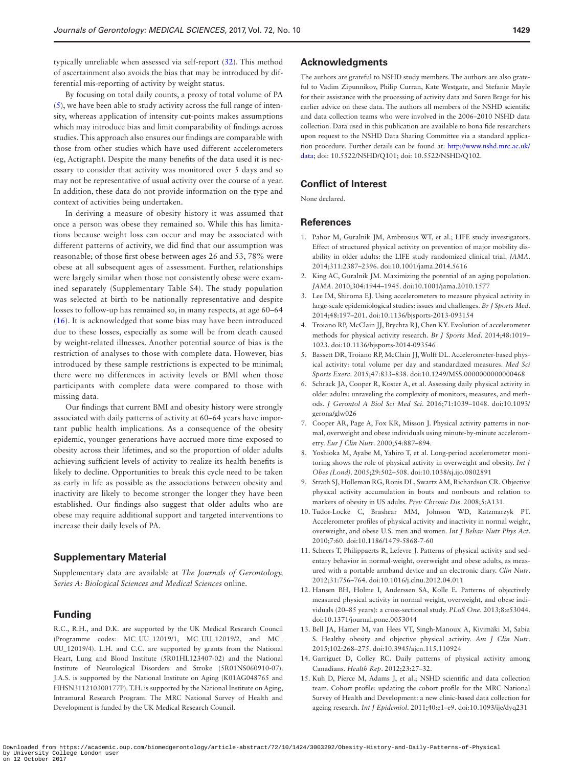typically unreliable when assessed via self-report (32). This method of ascertainment also avoids the bias that may be introduced by differential mis-reporting of activity by weight status.

By focusing on total daily counts, a proxy of total volume of PA (5), we have been able to study activity across the full range of intensity, whereas application of intensity cut-points makes assumptions which may introduce bias and limit comparability of findings across studies. This approach also ensures our findings are comparable with those from other studies which have used different accelerometers (eg, Actigraph). Despite the many benefits of the data used it is necessary to consider that activity was monitored over 5 days and so may not be representative of usual activity over the course of a year. In addition, these data do not provide information on the type and context of activities being undertaken.

In deriving a measure of obesity history it was assumed that once a person was obese they remained so. While this has limitations because weight loss can occur and may be associated with different patterns of activity, we did find that our assumption was reasonable; of those first obese between ages 26 and 53, 78% were obese at all subsequent ages of assessment. Further, relationships were largely similar when those not consistently obese were examined separately (Supplementary Table S4). The study population was selected at birth to be nationally representative and despite losses to follow-up has remained so, in many respects, at age 60–64 (16). It is acknowledged that some bias may have been introduced due to these losses, especially as some will be from death caused by weight-related illnesses. Another potential source of bias is the restriction of analyses to those with complete data. However, bias introduced by these sample restrictions is expected to be minimal; there were no differences in activity levels or BMI when those participants with complete data were compared to those with missing data.

Our findings that current BMI and obesity history were strongly associated with daily patterns of activity at 60–64 years have important public health implications. As a consequence of the obesity epidemic, younger generations have accrued more time exposed to obesity across their lifetimes, and so the proportion of older adults achieving sufficient levels of activity to realize its health benefits is likely to decline. Opportunities to break this cycle need to be taken as early in life as possible as the associations between obesity and inactivity are likely to become stronger the longer they have been established. Our findings also suggest that older adults who are obese may require additional support and targeted interventions to increase their daily levels of PA.

## Supplementary Material

Supplementary data are available at *The Journals of Gerontology, Series A: Biological Sciences and Medical Sciences* online.

## Funding

R.C., R.H., and D.K. are supported by the UK Medical Research Council (Programme codes: MC_UU_12019/1, MC_UU_12019/2, and MC_UU_12019/4). L.H. and C.C. are supported by grants from the National Heart, Lung and Blood Institute (5R01HL123407-02) and the National Institute of Neurological Disorders and Stroke (5R01NS060910-07). J.A.S. is supported by the National Institute on Aging (K01AG048765 and HHSN311210300177P). T.H. is supported by the National Institute on Aging, Intramural Research Program. The MRC National Survey of Health and Development is funded by the UK Medical Research Council.

## Acknowledgments

The authors are grateful to NSHD study members. The authors are also grateful to Vadim Zipunnikov, Philip Curran, Kate Westgate, and Stefanie Mayle for their assistance with the processing of activity data and Soren Brage for his earlier advice on these data. The authors all members of the NSHD scientific and data collection teams who were involved in the 2006–2010 NSHD data collection. Data used in this publication are available to bona fide researchers upon request to the NSHD Data Sharing Committee via a standard application procedure. Further details can be found at: http://www.nshd.mrc.ac.uk/data; doi: 10.5522/NSHD/Q101; doi: 10.5522/NSHD/Q102.

## Conflict of Interest

None declared.

## References

1. Pahor M, Guralnik JM, Ambrosius WT, et al.; LIFE study investigators. Effect of structured physical activity on prevention of major mobility disability in older adults: the LIFE study randomized clinical trial. *JAMA*. 2014;311:2387–2396. doi:10.1001/jama.2014.5616
2. King AC, Guralnik JM. Maximizing the potential of an aging population. *JAMA*. 2010;304:1944–1945. doi:10.1001/jama.2010.1577
3. Lee IM, Shiroma EJ. Using accelerometers to measure physical activity in large-scale epidemiological studies: issues and challenges. *Br J Sports Med*. 2014;48:197–201. doi:10.1136/bjsports-2013-093154
4. Troiano RP, McClain JJ, Brychta RJ, Chen KY. Evolution of accelerometer methods for physical activity research. *Br J Sports Med*. 2014;48:1019–1023. doi:10.1136/bjsports-2014-093546
5. Bassett DR, Troiano RP, McClain JJ, Wolff DL. Accelerometer-based physical activity: total volume per day and standardized measures. *Med Sci Sports Exerc*. 2015;47:833–838. doi:10.1249/MSS.0000000000000468
6. Schrack JA, Cooper R, Koster A, et al. Assessing daily physical activity in older adults: unraveling the complexity of monitors, measures, and methods. *J Gerontol A Biol Sci Med Sci*. 2016;71:1039–1048. doi:10.1093/gerona/glw026
7. Cooper AR, Page A, Fox KR, Misson J. Physical activity patterns in normal, overweight and obese individuals using minute-by-minute accelerometry. *Eur J Clin Nutr*. 2000;54:887–894.
8. Yoshioka M, Ayabe M, Yahiro T, et al. Long-period accelerometer monitoring shows the role of physical activity in overweight and obesity. *Int J Obes (Lond)*. 2005;29:502–508. doi:10.1038/sj.ijo.0802891
9. Strath SJ, Holleman RG, Ronis DL, Swartz AM, Richardson CR. Objective physical activity accumulation in bouts and nonbouts and relation to markers of obesity in US adults. *Prev Chronic Dis*. 2008;5:A131.
10. Tudor-Locke C, Brashear MM, Johnson WD, Katzmarzyk PT. Accelerometer profiles of physical activity and inactivity in normal weight, overweight, and obese U.S. men and women. *Int J Behav Nutr Phys Act*. 2010;7:60. doi:10.1186/1479-5868-7-60
11. Scheers T, Philippaerts R, Lefevre J. Patterns of physical activity and sedentary behavior in normal-weight, overweight and obese adults, as measured with a portable armband device and an electronic diary. *Clin Nutr*. 2012;31:756–764. doi:10.1016/j.clnu.2012.04.011
12. Hansen BH, Holme I, Anderssen SA, Kolle E. Patterns of objectively measured physical activity in normal weight, overweight, and obese individuals (20–85 years): a cross-sectional study. *PLoS One*. 2013;8:e53044. doi:10.1371/journal.pone.0053044
13. Bell JA, Hamer M, van Hees VT, Singh-Manoux A, Kivimäki M, Sabia S. Healthy obesity and objective physical activity. *Am J Clin Nutr*. 2015;102:268–275. doi:10.3945/ajcn.115.110924
14. Garriguet D, Colley RC. Daily patterns of physical activity among Canadians. *Health Rep*. 2012;23:27–32.
15. Kuh D, Pierce M, Adams J, et al.; NSHD scientific and data collection team. Cohort profile: updating the cohort profile for the MRC National Survey of Health and Development: a new clinic-based data collection for ageing research. *Int J Epidemiol*. 2011;40:e1–e9. doi:10.1093/ije/dyq231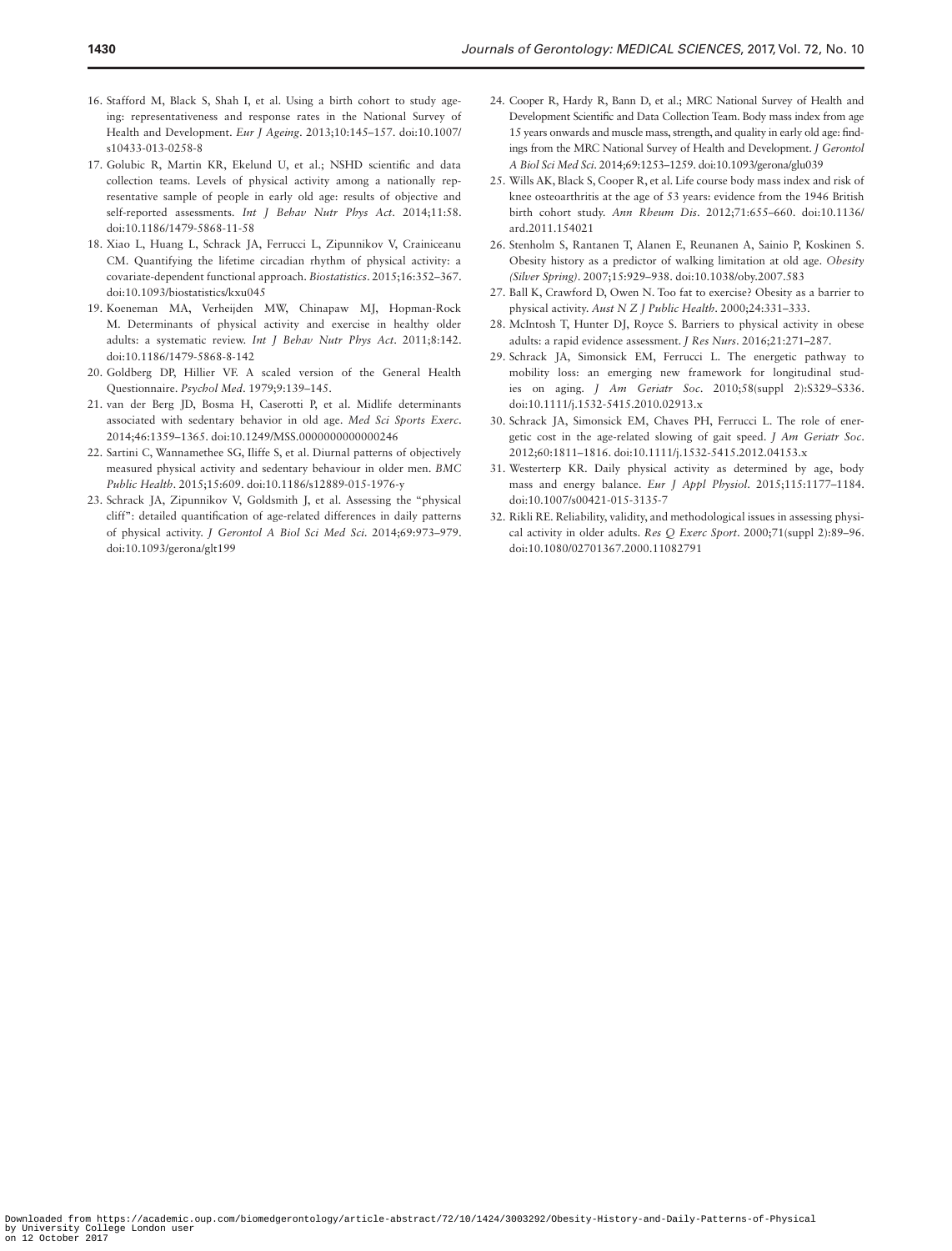16. Stafford M, Black S, Shah I, et al. Using a birth cohort to study ageing: representativeness and response rates in the National Survey of Health and Development. *Eur J Ageing*. 2013;10:145–157. doi:10.1007/s10433-013-0258-8
17. Golubic R, Martin KR, Ekelund U, et al.; NSHD scientific and data collection teams. Levels of physical activity among a nationally representative sample of people in early old age: results of objective and self-reported assessments. *Int J Behav Nutr Phys Act*. 2014;11:58. doi:10.1186/1479-5868-11-58
18. Xiao L, Huang L, Schrack JA, Ferrucci L, Zipunnikov V, Crainiceanu CM. Quantifying the lifetime circadian rhythm of physical activity: a covariate-dependent functional approach. *Biostatistics*. 2015;16:352–367. doi:10.1093/biostatistics/kxu045
19. Koeneman MA, Verheijden MW, Chinapaw MJ, Hopman-Rock M. Determinants of physical activity and exercise in healthy older adults: a systematic review. *Int J Behav Nutr Phys Act*. 2011;8:142. doi:10.1186/1479-5868-8-142
20. Goldberg DP, Hillier VF. A scaled version of the General Health Questionnaire. *Psychol Med*. 1979;9:139–145.
21. van der Berg JD, Bosma H, Caserotti P, et al. Midlife determinants associated with sedentary behavior in old age. *Med Sci Sports Exerc*. 2014;46:1359–1365. doi:10.1249/MSS.0000000000000246
22. Sartini C, Wannamethee SG, Iliffe S, et al. Diurnal patterns of objectively measured physical activity and sedentary behaviour in older men. *BMC Public Health*. 2015;15:609. doi:10.1186/s12889-015-1976-y
23. Schrack JA, Zipunnikov V, Goldsmith J, et al. Assessing the "physical cliff": detailed quantification of age-related differences in daily patterns of physical activity. *J Gerontol A Biol Sci Med Sci*. 2014;69:973–979. doi:10.1093/gerona/glt199
24. Cooper R, Hardy R, Bann D, et al.; MRC National Survey of Health and Development Scientific and Data Collection Team. Body mass index from age 15 years onwards and muscle mass, strength, and quality in early old age: findings from the MRC National Survey of Health and Development. *J Gerontol A Biol Sci Med Sci*. 2014;69:1253–1259. doi:10.1093/gerona/glu039
25. Wills AK, Black S, Cooper R, et al. Life course body mass index and risk of knee osteoarthritis at the age of 53 years: evidence from the 1946 British birth cohort study. *Ann Rheum Dis*. 2012;71:655–660. doi:10.1136/ard.2011.154021
26. Stenholm S, Rantanen T, Alanen E, Reunanen A, Sainio P, Koskinen S. Obesity history as a predictor of walking limitation at old age. *Obesity (Silver Spring)*. 2007;15:929–938. doi:10.1038/oby.2007.583
27. Ball K, Crawford D, Owen N. Too fat to exercise? Obesity as a barrier to physical activity. *Aust N Z J Public Health*. 2000;24:331–333.
28. McIntosh T, Hunter DJ, Royce S. Barriers to physical activity in obese adults: a rapid evidence assessment. *J Res Nurs*. 2016;21:271–287.
29. Schrack JA, Simonsick EM, Ferrucci L. The energetic pathway to mobility loss: an emerging new framework for longitudinal studies on aging. *J Am Geriatr Soc*. 2010;58(suppl 2):S329–S336. doi:10.1111/j.1532-5415.2010.02913.x
30. Schrack JA, Simonsick EM, Chaves PH, Ferrucci L. The role of energetic cost in the age-related slowing of gait speed. *J Am Geriatr Soc*. 2012;60:1811–1816. doi:10.1111/j.1532-5415.2012.04153.x
31. Westerterp KR. Daily physical activity as determined by age, body mass and energy balance. *Eur J Appl Physiol*. 2015;115:1177–1184. doi:10.1007/s00421-015-3135-7
32. Rikli RE. Reliability, validity, and methodological issues in assessing physical activity in older adults. *Res Q Exerc Sport*. 2000;71(suppl 2):89–96. doi:10.1080/02701367.2000.11082791